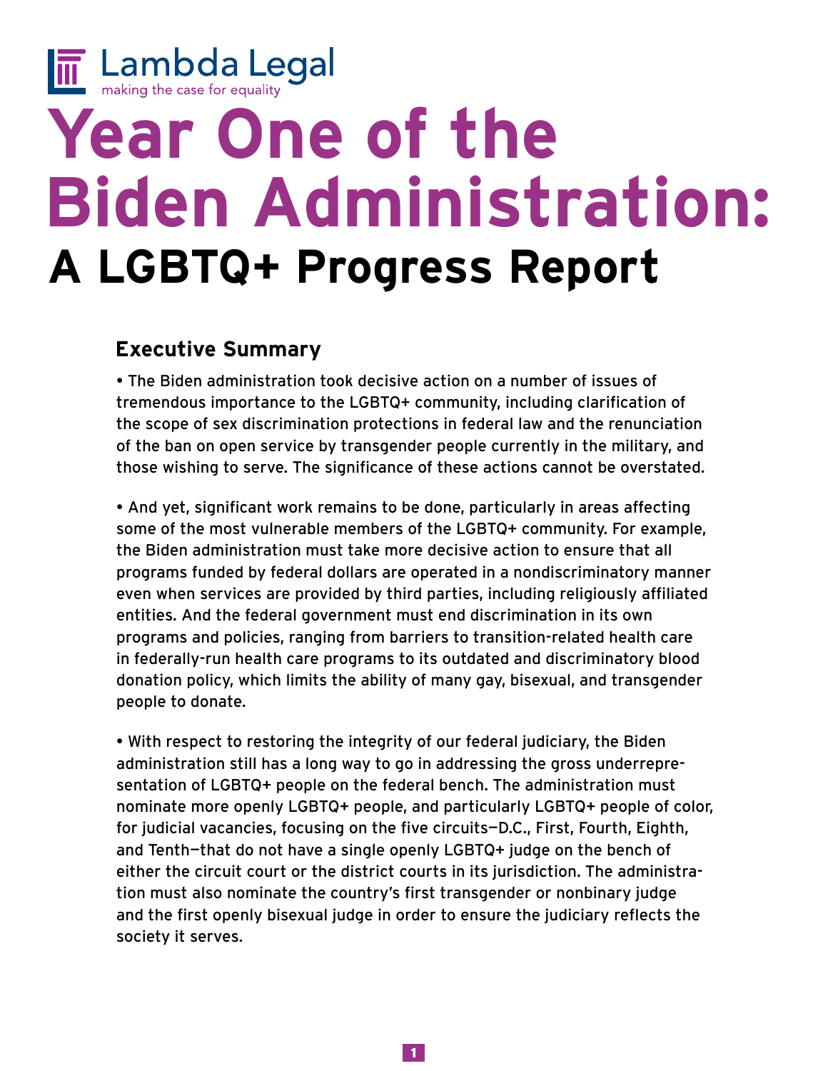Lambda Legal
making the case for equality

# Year One of the Biden Administration: A LGBTQ+ Progress Report

## Executive Summary

- The Biden administration took decisive action on a number of issues of tremendous importance to the LGBTQ+ community, including clarification of the scope of sex discrimination protections in federal law and the renunciation of the ban on open service by transgender people currently in the military, and those wishing to serve. The significance of these actions cannot be overstated.

- And yet, significant work remains to be done, particularly in areas affecting some of the most vulnerable members of the LGBTQ+ community. For example, the Biden administration must take more decisive action to ensure that all programs funded by federal dollars are operated in a nondiscriminatory manner even when services are provided by third parties, including religiously affiliated entities. And the federal government must end discrimination in its own programs and policies, ranging from barriers to transition-related health care in federally-run health care programs to its outdated and discriminatory blood donation policy, which limits the ability of many gay, bisexual, and transgender people to donate.

- With respect to restoring the integrity of our federal judiciary, the Biden administration still has a long way to go in addressing the gross underrepresentation of LGBTQ+ people on the federal bench. The administration must nominate more openly LGBTQ+ people, and particularly LGBTQ+ people of color, for judicial vacancies, focusing on the five circuits—D.C., First, Fourth, Eighth, and Tenth—that do not have a single openly LGBTQ+ judge on the bench of either the circuit court or the district courts in its jurisdiction. The administration must also nominate the country's first transgender or nonbinary judge and the first openly bisexual judge in order to ensure the judiciary reflects the society it serves.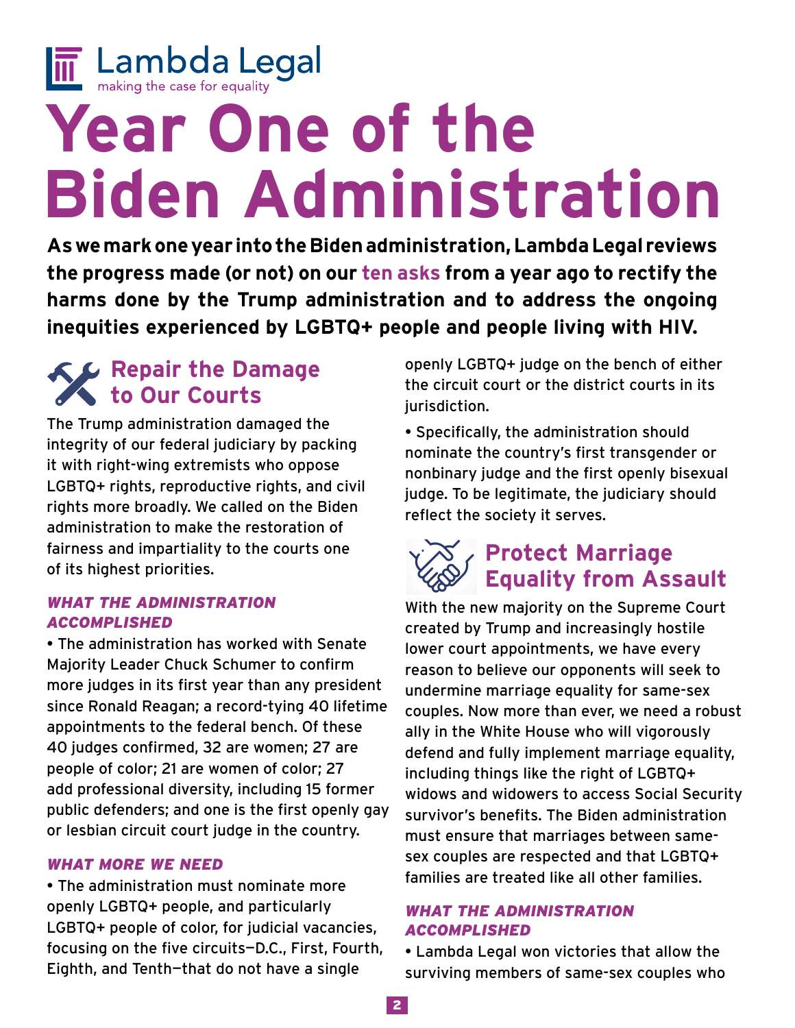Lambda Legal
making the case for equality

# Year One of the Biden Administration

**As we mark one year into the Biden administration, Lambda Legal reviews the progress made (or not) on our ten asks from a year ago to rectify the harms done by the Trump administration and to address the ongoing inequities experienced by LGBTQ+ people and people living with HIV.**

## Repair the Damage to Our Courts

The Trump administration damaged the integrity of our federal judiciary by packing it with right-wing extremists who oppose LGBTQ+ rights, reproductive rights, and civil rights more broadly. We called on the Biden administration to make the restoration of fairness and impartiality to the courts one of its highest priorities.

### *WHAT THE ADMINISTRATION ACCOMPLISHED*

- The administration has worked with Senate Majority Leader Chuck Schumer to confirm more judges in its first year than any president since Ronald Reagan; a record-tying 40 lifetime appointments to the federal bench. Of these 40 judges confirmed, 32 are women; 27 are people of color; 21 are women of color; 27 add professional diversity, including 15 former public defenders; and one is the first openly gay or lesbian circuit court judge in the country.

### *WHAT MORE WE NEED*

- The administration must nominate more openly LGBTQ+ people, and particularly LGBTQ+ people of color, for judicial vacancies, focusing on the five circuits—D.C., First, Fourth, Eighth, and Tenth—that do not have a single openly LGBTQ+ judge on the bench of either the circuit court or the district courts in its jurisdiction.
- Specifically, the administration should nominate the country's first transgender or nonbinary judge and the first openly bisexual judge. To be legitimate, the judiciary should reflect the society it serves.

## Protect Marriage Equality from Assault

With the new majority on the Supreme Court created by Trump and increasingly hostile lower court appointments, we have every reason to believe our opponents will seek to undermine marriage equality for same-sex couples. Now more than ever, we need a robust ally in the White House who will vigorously defend and fully implement marriage equality, including things like the right of LGBTQ+ widows and widowers to access Social Security survivor's benefits. The Biden administration must ensure that marriages between same-sex couples are respected and that LGBTQ+ families are treated like all other families.

### *WHAT THE ADMINISTRATION ACCOMPLISHED*

- Lambda Legal won victories that allow the surviving members of same-sex couples who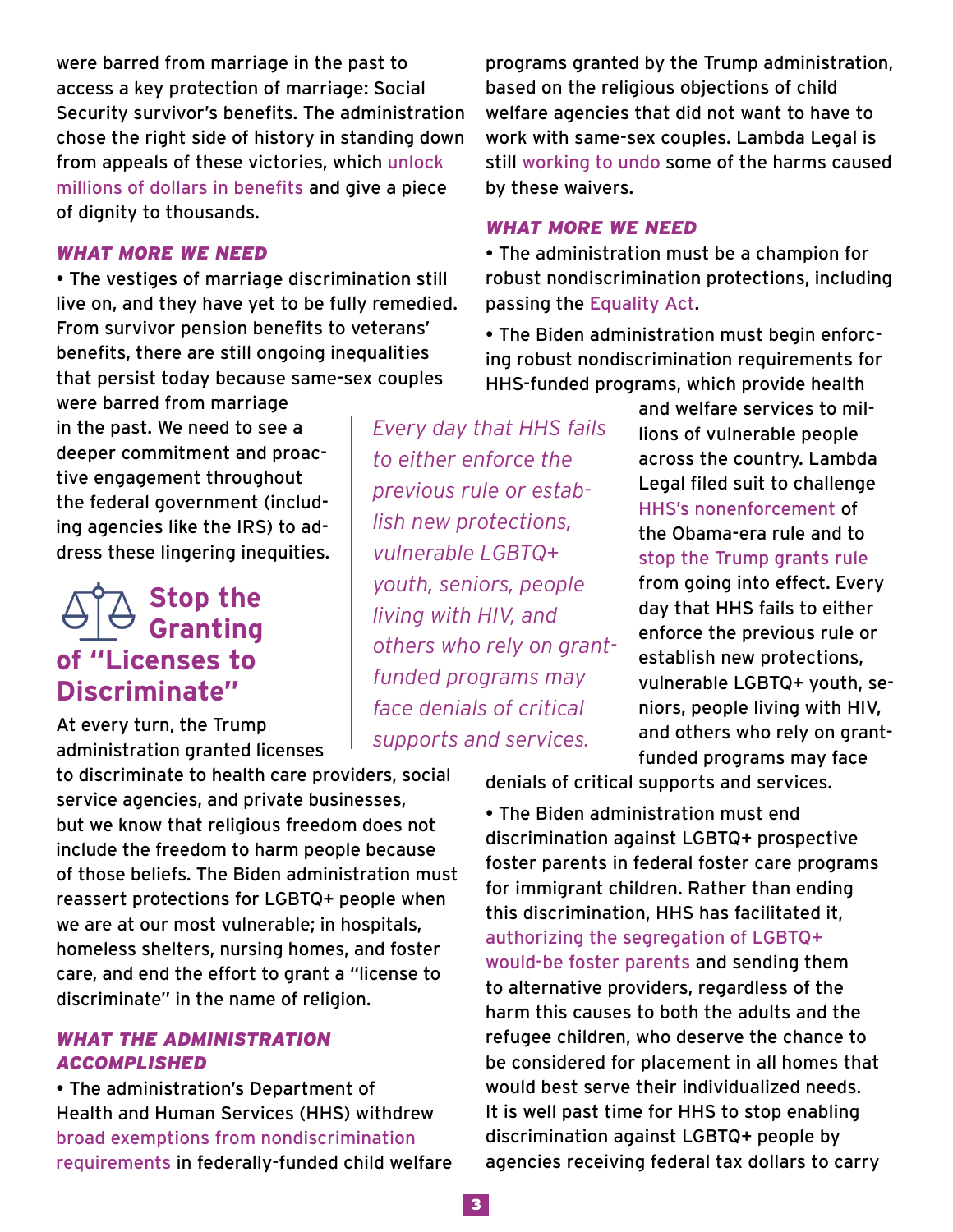were barred from marriage in the past to access a key protection of marriage: Social Security survivor's benefits. The administration chose the right side of history in standing down from appeals of these victories, which unlock millions of dollars in benefits and give a piece of dignity to thousands.

### *WHAT MORE WE NEED*

- The vestiges of marriage discrimination still live on, and they have yet to be fully remedied. From survivor pension benefits to veterans' benefits, there are still ongoing inequalities that persist today because same-sex couples were barred from marriage in the past. We need to see a deeper commitment and proactive engagement throughout the federal government (including agencies like the IRS) to address these lingering inequities.

## Stop the Granting of "Licenses to Discriminate"

At every turn, the Trump administration granted licenses to discriminate to health care providers, social service agencies, and private businesses, but we know that religious freedom does not include the freedom to harm people because of those beliefs. The Biden administration must reassert protections for LGBTQ+ people when we are at our most vulnerable; in hospitals, homeless shelters, nursing homes, and foster care, and end the effort to grant a "license to discriminate" in the name of religion.

### *WHAT THE ADMINISTRATION ACCOMPLISHED*

- The administration's Department of Health and Human Services (HHS) withdrew broad exemptions from nondiscrimination requirements in federally-funded child welfare programs granted by the Trump administration, based on the religious objections of child welfare agencies that did not want to have to work with same-sex couples. Lambda Legal is still working to undo some of the harms caused by these waivers.

### *WHAT MORE WE NEED*

- The administration must be a champion for robust nondiscrimination protections, including passing the Equality Act.
- The Biden administration must begin enforcing robust nondiscrimination requirements for HHS-funded programs, which provide health and welfare services to millions of vulnerable people across the country. Lambda Legal filed suit to challenge HHS's nonenforcement of the Obama-era rule and to stop the Trump grants rule from going into effect. Every day that HHS fails to either enforce the previous rule or establish new protections, vulnerable LGBTQ+ youth, seniors, people living with HIV, and others who rely on grant-funded programs may face denials of critical supports and services.

> *Every day that HHS fails to either enforce the previous rule or establish new protections, vulnerable LGBTQ+ youth, seniors, people living with HIV, and others who rely on grant-funded programs may face denials of critical supports and services.*

- The Biden administration must end discrimination against LGBTQ+ prospective foster parents in federal foster care programs for immigrant children. Rather than ending this discrimination, HHS has facilitated it, authorizing the segregation of LGBTQ+ would-be foster parents and sending them to alternative providers, regardless of the harm this causes to both the adults and the refugee children, who deserve the chance to be considered for placement in all homes that would best serve their individualized needs. It is well past time for HHS to stop enabling discrimination against LGBTQ+ people by agencies receiving federal tax dollars to carry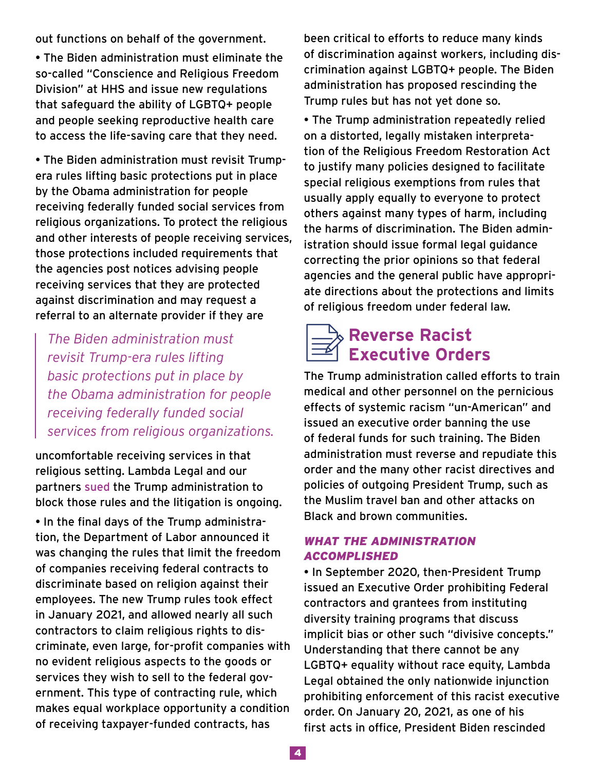out functions on behalf of the government.

- The Biden administration must eliminate the so-called "Conscience and Religious Freedom Division" at HHS and issue new regulations that safeguard the ability of LGBTQ+ people and people seeking reproductive health care to access the life-saving care that they need.

- The Biden administration must revisit Trump-era rules lifting basic protections put in place by the Obama administration for people receiving federally funded social services from religious organizations. To protect the religious and other interests of people receiving services, those protections included requirements that the agencies post notices advising people receiving services that they are protected against discrimination and may request a referral to an alternate provider if they are uncomfortable receiving services in that religious setting. Lambda Legal and our partners sued the Trump administration to block those rules and the litigation is ongoing.

> *The Biden administration must revisit Trump-era rules lifting basic protections put in place by the Obama administration for people receiving federally funded social services from religious organizations.*

- In the final days of the Trump administration, the Department of Labor announced it was changing the rules that limit the freedom of companies receiving federal contracts to discriminate based on religion against their employees. The new Trump rules took effect in January 2021, and allowed nearly all such contractors to claim religious rights to discriminate, even large, for-profit companies with no evident religious aspects to the goods or services they wish to sell to the federal government. This type of contracting rule, which makes equal workplace opportunity a condition of receiving taxpayer-funded contracts, has been critical to efforts to reduce many kinds of discrimination against workers, including discrimination against LGBTQ+ people. The Biden administration has proposed rescinding the Trump rules but has not yet done so.

- The Trump administration repeatedly relied on a distorted, legally mistaken interpretation of the Religious Freedom Restoration Act to justify many policies designed to facilitate special religious exemptions from rules that usually apply equally to everyone to protect others against many types of harm, including the harms of discrimination. The Biden administration should issue formal legal guidance correcting the prior opinions so that federal agencies and the general public have appropriate directions about the protections and limits of religious freedom under federal law.

## Reverse Racist Executive Orders

The Trump administration called efforts to train medical and other personnel on the pernicious effects of systemic racism "un-American" and issued an executive order banning the use of federal funds for such training. The Biden administration must reverse and repudiate this order and the many other racist directives and policies of outgoing President Trump, such as the Muslim travel ban and other attacks on Black and brown communities.

### *WHAT THE ADMINISTRATION ACCOMPLISHED*

- In September 2020, then-President Trump issued an Executive Order prohibiting Federal contractors and grantees from instituting diversity training programs that discuss implicit bias or other such "divisive concepts." Understanding that there cannot be any LGBTQ+ equality without race equity, Lambda Legal obtained the only nationwide injunction prohibiting enforcement of this racist executive order. On January 20, 2021, as one of his first acts in office, President Biden rescinded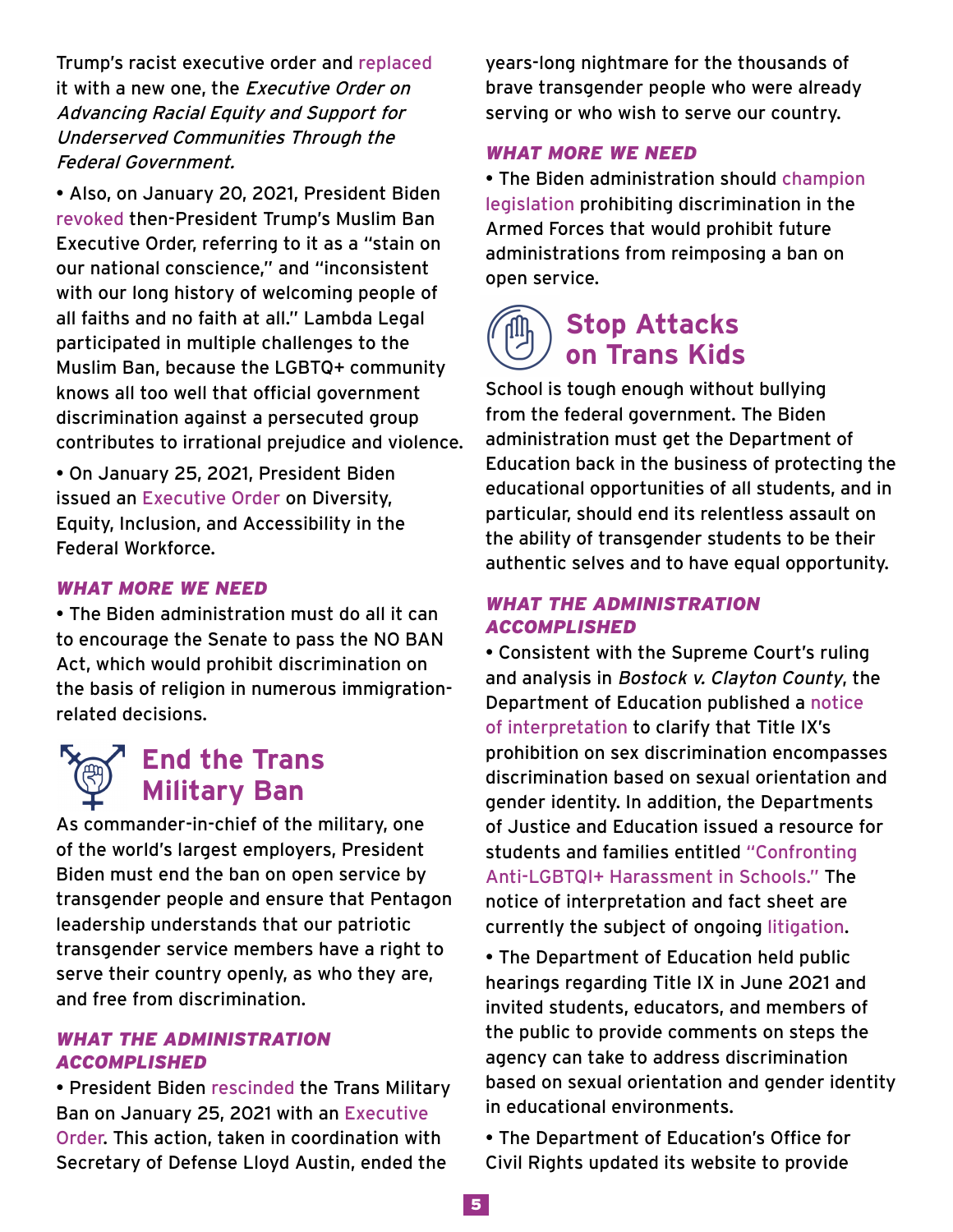Trump's racist executive order and replaced it with a new one, the *Executive Order on Advancing Racial Equity and Support for Underserved Communities Through the Federal Government.*

- Also, on January 20, 2021, President Biden revoked then-President Trump's Muslim Ban Executive Order, referring to it as a "stain on our national conscience," and "inconsistent with our long history of welcoming people of all faiths and no faith at all." Lambda Legal participated in multiple challenges to the Muslim Ban, because the LGBTQ+ community knows all too well that official government discrimination against a persecuted group contributes to irrational prejudice and violence.
- On January 25, 2021, President Biden issued an Executive Order on Diversity, Equity, Inclusion, and Accessibility in the Federal Workforce.

### *WHAT MORE WE NEED*

- The Biden administration must do all it can to encourage the Senate to pass the NO BAN Act, which would prohibit discrimination on the basis of religion in numerous immigration-related decisions.

## End the Trans Military Ban

As commander-in-chief of the military, one of the world's largest employers, President Biden must end the ban on open service by transgender people and ensure that Pentagon leadership understands that our patriotic transgender service members have a right to serve their country openly, as who they are, and free from discrimination.

### *WHAT THE ADMINISTRATION ACCOMPLISHED*

- President Biden rescinded the Trans Military Ban on January 25, 2021 with an Executive Order. This action, taken in coordination with Secretary of Defense Lloyd Austin, ended the years-long nightmare for the thousands of brave transgender people who were already serving or who wish to serve our country.

### *WHAT MORE WE NEED*

- The Biden administration should champion legislation prohibiting discrimination in the Armed Forces that would prohibit future administrations from reimposing a ban on open service.

## Stop Attacks on Trans Kids

School is tough enough without bullying from the federal government. The Biden administration must get the Department of Education back in the business of protecting the educational opportunities of all students, and in particular, should end its relentless assault on the ability of transgender students to be their authentic selves and to have equal opportunity.

### *WHAT THE ADMINISTRATION ACCOMPLISHED*

- Consistent with the Supreme Court's ruling and analysis in *Bostock v. Clayton County*, the Department of Education published a notice of interpretation to clarify that Title IX's prohibition on sex discrimination encompasses discrimination based on sexual orientation and gender identity. In addition, the Departments of Justice and Education issued a resource for students and families entitled "Confronting Anti-LGBTQI+ Harassment in Schools." The notice of interpretation and fact sheet are currently the subject of ongoing litigation.
- The Department of Education held public hearings regarding Title IX in June 2021 and invited students, educators, and members of the public to provide comments on steps the agency can take to address discrimination based on sexual orientation and gender identity in educational environments.
- The Department of Education's Office for Civil Rights updated its website to provide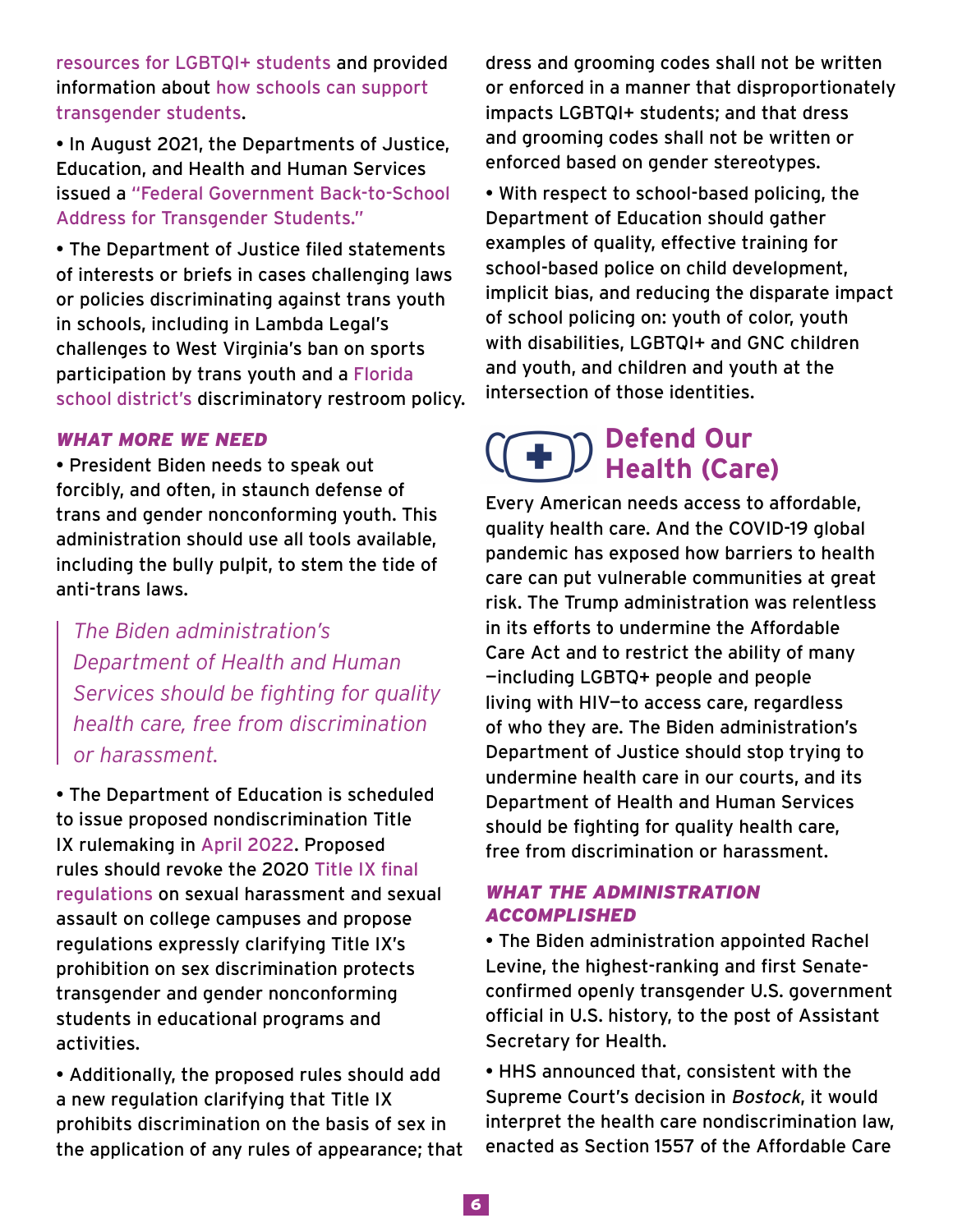resources for LGBTQI+ students and provided information about how schools can support transgender students.

• In August 2021, the Departments of Justice, Education, and Health and Human Services issued a "Federal Government Back-to-School Address for Transgender Students."

• The Department of Justice filed statements of interests or briefs in cases challenging laws or policies discriminating against trans youth in schools, including in Lambda Legal's challenges to West Virginia's ban on sports participation by trans youth and a Florida school district's discriminatory restroom policy.

#### *WHAT MORE WE NEED*

• President Biden needs to speak out forcibly, and often, in staunch defense of trans and gender nonconforming youth. This administration should use all tools available, including the bully pulpit, to stem the tide of anti-trans laws.

> *The Biden administration's Department of Health and Human Services should be fighting for quality health care, free from discrimination or harassment.*

• The Department of Education is scheduled to issue proposed nondiscrimination Title IX rulemaking in April 2022. Proposed rules should revoke the 2020 Title IX final regulations on sexual harassment and sexual assault on college campuses and propose regulations expressly clarifying Title IX's prohibition on sex discrimination protects transgender and gender nonconforming students in educational programs and activities.

• Additionally, the proposed rules should add a new regulation clarifying that Title IX prohibits discrimination on the basis of sex in the application of any rules of appearance; that dress and grooming codes shall not be written or enforced in a manner that disproportionately impacts LGBTQI+ students; and that dress and grooming codes shall not be written or enforced based on gender stereotypes.

• With respect to school-based policing, the Department of Education should gather examples of quality, effective training for school-based police on child development, implicit bias, and reducing the disparate impact of school policing on: youth of color, youth with disabilities, LGBTQI+ and GNC children and youth, and children and youth at the intersection of those identities.

## Defend Our Health (Care)

Every American needs access to affordable, quality health care. And the COVID-19 global pandemic has exposed how barriers to health care can put vulnerable communities at great risk. The Trump administration was relentless in its efforts to undermine the Affordable Care Act and to restrict the ability of many —including LGBTQ+ people and people living with HIV—to access care, regardless of who they are. The Biden administration's Department of Justice should stop trying to undermine health care in our courts, and its Department of Health and Human Services should be fighting for quality health care, free from discrimination or harassment.

#### *WHAT THE ADMINISTRATION ACCOMPLISHED*

• The Biden administration appointed Rachel Levine, the highest-ranking and first Senate-confirmed openly transgender U.S. government official in U.S. history, to the post of Assistant Secretary for Health.

• HHS announced that, consistent with the Supreme Court's decision in *Bostock*, it would interpret the health care nondiscrimination law, enacted as Section 1557 of the Affordable Care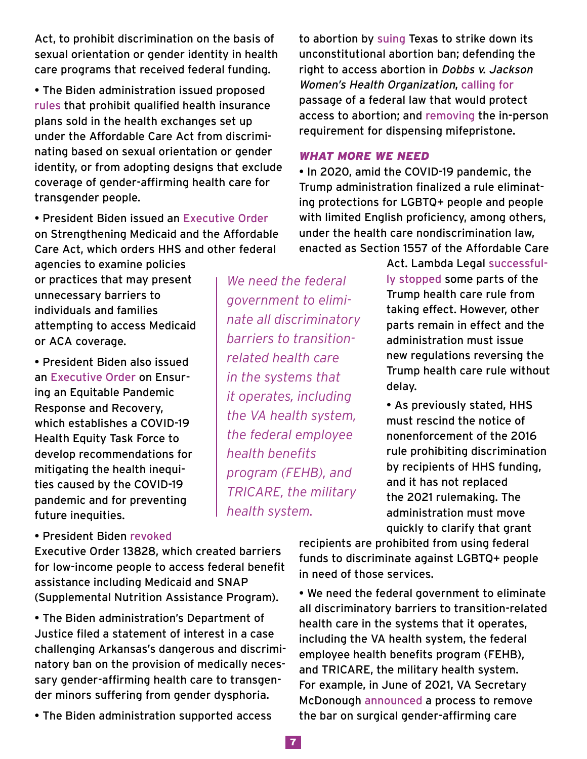Act, to prohibit discrimination on the basis of sexual orientation or gender identity in health care programs that received federal funding.

- The Biden administration issued proposed rules that prohibit qualified health insurance plans sold in the health exchanges set up under the Affordable Care Act from discriminating based on sexual orientation or gender identity, or from adopting designs that exclude coverage of gender-affirming health care for transgender people.
- President Biden issued an Executive Order on Strengthening Medicaid and the Affordable Care Act, which orders HHS and other federal agencies to examine policies or practices that may present unnecessary barriers to individuals and families attempting to access Medicaid or ACA coverage.
- President Biden also issued an Executive Order on Ensuring an Equitable Pandemic Response and Recovery, which establishes a COVID-19 Health Equity Task Force to develop recommendations for mitigating the health inequities caused by the COVID-19 pandemic and for preventing future inequities.
- President Biden revoked Executive Order 13828, which created barriers for low-income people to access federal benefit assistance including Medicaid and SNAP (Supplemental Nutrition Assistance Program).
- The Biden administration's Department of Justice filed a statement of interest in a case challenging Arkansas's dangerous and discriminatory ban on the provision of medically necessary gender-affirming health care to transgender minors suffering from gender dysphoria.
- The Biden administration supported access to abortion by suing Texas to strike down its unconstitutional abortion ban; defending the right to access abortion in *Dobbs v. Jackson Women's Health Organization*, calling for passage of a federal law that would protect access to abortion; and removing the in-person requirement for dispensing mifepristone.

### *WHAT MORE WE NEED*

- In 2020, amid the COVID-19 pandemic, the Trump administration finalized a rule eliminating protections for LGBTQ+ people and people with limited English proficiency, among others, under the health care nondiscrimination law, enacted as Section 1557 of the Affordable Care Act. Lambda Legal successfully stopped some parts of the Trump health care rule from taking effect. However, other parts remain in effect and the administration must issue new regulations reversing the Trump health care rule without delay.
- As previously stated, HHS must rescind the notice of nonenforcement of the 2016 rule prohibiting discrimination by recipients of HHS funding, and it has not replaced the 2021 rulemaking. The administration must move quickly to clarify that grant recipients are prohibited from using federal funds to discriminate against LGBTQ+ people in need of those services.
- We need the federal government to eliminate all discriminatory barriers to transition-related health care in the systems that it operates, including the VA health system, the federal employee health benefits program (FEHB), and TRICARE, the military health system. For example, in June of 2021, VA Secretary McDonough announced a process to remove the bar on surgical gender-affirming care

> *We need the federal government to eliminate all discriminatory barriers to transition-related health care in the systems that it operates, including the VA health system, the federal employee health benefits program (FEHB), and TRICARE, the military health system.*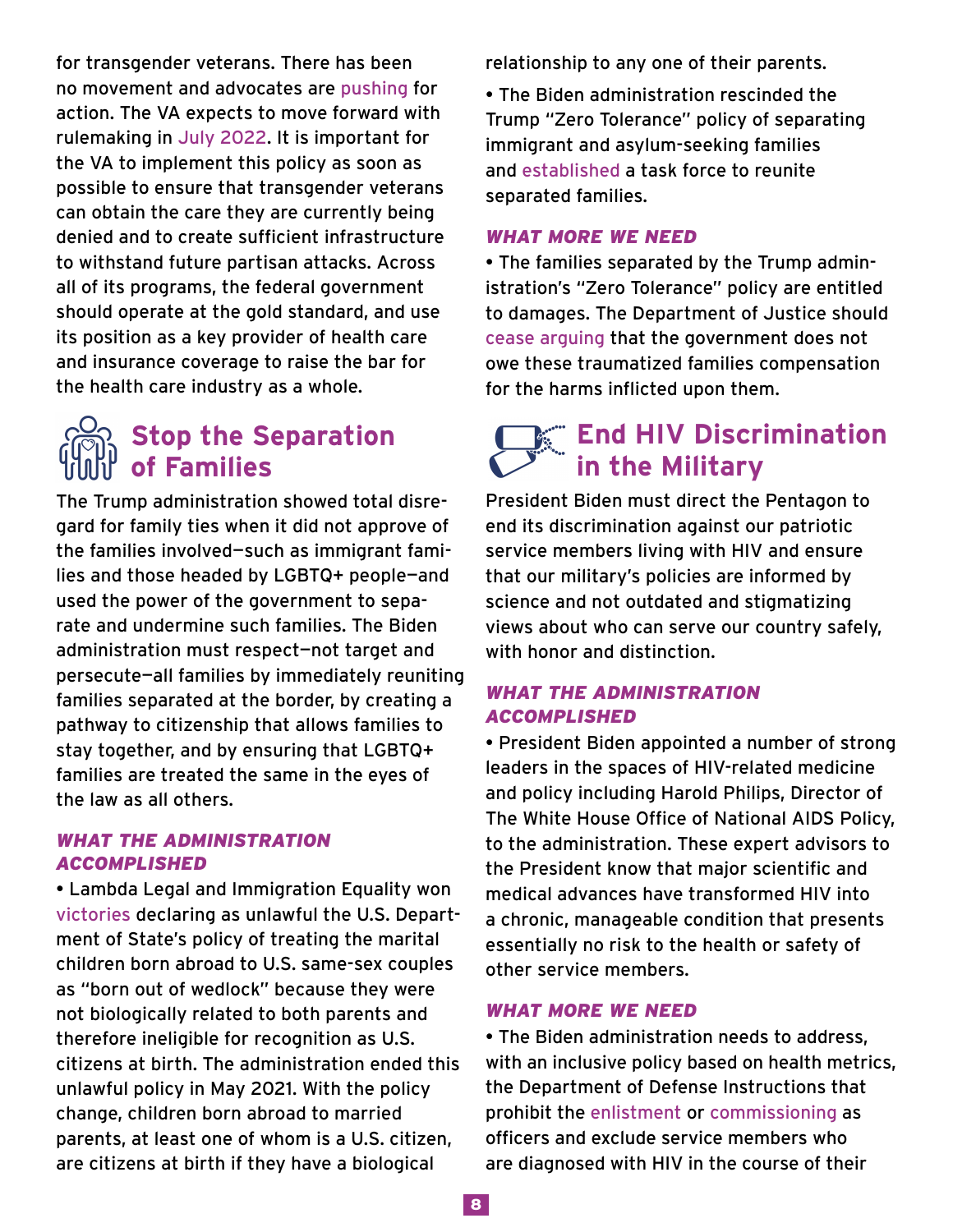for transgender veterans. There has been no movement and advocates are pushing for action. The VA expects to move forward with rulemaking in July 2022. It is important for the VA to implement this policy as soon as possible to ensure that transgender veterans can obtain the care they are currently being denied and to create sufficient infrastructure to withstand future partisan attacks. Across all of its programs, the federal government should operate at the gold standard, and use its position as a key provider of health care and insurance coverage to raise the bar for the health care industry as a whole.

## Stop the Separation of Families

The Trump administration showed total disregard for family ties when it did not approve of the families involved—such as immigrant families and those headed by LGBTQ+ people—and used the power of the government to separate and undermine such families. The Biden administration must respect—not target and persecute—all families by immediately reuniting families separated at the border, by creating a pathway to citizenship that allows families to stay together, and by ensuring that LGBTQ+ families are treated the same in the eyes of the law as all others.

### *WHAT THE ADMINISTRATION ACCOMPLISHED*

- Lambda Legal and Immigration Equality won victories declaring as unlawful the U.S. Department of State's policy of treating the marital children born abroad to U.S. same-sex couples as "born out of wedlock" because they were not biologically related to both parents and therefore ineligible for recognition as U.S. citizens at birth. The administration ended this unlawful policy in May 2021. With the policy change, children born abroad to married parents, at least one of whom is a U.S. citizen, are citizens at birth if they have a biological relationship to any one of their parents.
- The Biden administration rescinded the Trump "Zero Tolerance" policy of separating immigrant and asylum-seeking families and established a task force to reunite separated families.

### *WHAT MORE WE NEED*

- The families separated by the Trump administration's "Zero Tolerance" policy are entitled to damages. The Department of Justice should cease arguing that the government does not owe these traumatized families compensation for the harms inflicted upon them.

## End HIV Discrimination in the Military

President Biden must direct the Pentagon to end its discrimination against our patriotic service members living with HIV and ensure that our military's policies are informed by science and not outdated and stigmatizing views about who can serve our country safely, with honor and distinction.

### *WHAT THE ADMINISTRATION ACCOMPLISHED*

- President Biden appointed a number of strong leaders in the spaces of HIV-related medicine and policy including Harold Philips, Director of The White House Office of National AIDS Policy, to the administration. These expert advisors to the President know that major scientific and medical advances have transformed HIV into a chronic, manageable condition that presents essentially no risk to the health or safety of other service members.

### *WHAT MORE WE NEED*

- The Biden administration needs to address, with an inclusive policy based on health metrics, the Department of Defense Instructions that prohibit the enlistment or commissioning as officers and exclude service members who are diagnosed with HIV in the course of their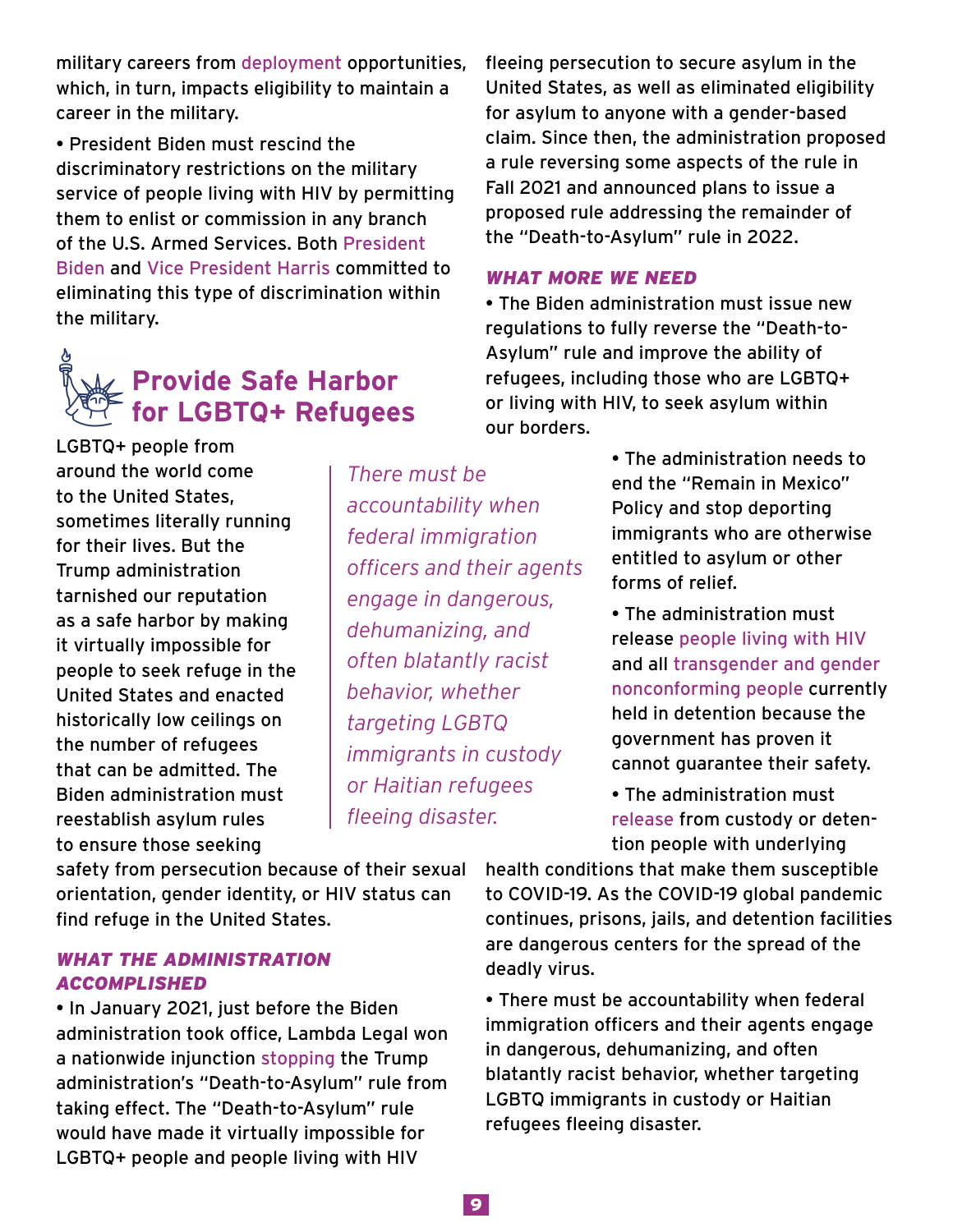military careers from deployment opportunities, which, in turn, impacts eligibility to maintain a career in the military.

- President Biden must rescind the discriminatory restrictions on the military service of people living with HIV by permitting them to enlist or commission in any branch of the U.S. Armed Services. Both President Biden and Vice President Harris committed to eliminating this type of discrimination within the military.

## Provide Safe Harbor for LGBTQ+ Refugees

LGBTQ+ people from around the world come to the United States, sometimes literally running for their lives. But the Trump administration tarnished our reputation as a safe harbor by making it virtually impossible for people to seek refuge in the United States and enacted historically low ceilings on the number of refugees that can be admitted. The Biden administration must reestablish asylum rules to ensure those seeking safety from persecution because of their sexual orientation, gender identity, or HIV status can find refuge in the United States.

> *There must be accountability when federal immigration officers and their agents engage in dangerous, dehumanizing, and often blatantly racist behavior, whether targeting LGBTQ immigrants in custody or Haitian refugees fleeing disaster.*

### *WHAT THE ADMINISTRATION ACCOMPLISHED*

- In January 2021, just before the Biden administration took office, Lambda Legal won a nationwide injunction stopping the Trump administration's "Death-to-Asylum" rule from taking effect. The "Death-to-Asylum" rule would have made it virtually impossible for LGBTQ+ people and people living with HIV fleeing persecution to secure asylum in the United States, as well as eliminated eligibility for asylum to anyone with a gender-based claim. Since then, the administration proposed a rule reversing some aspects of the rule in Fall 2021 and announced plans to issue a proposed rule addressing the remainder of the "Death-to-Asylum" rule in 2022.

### *WHAT MORE WE NEED*

- The Biden administration must issue new regulations to fully reverse the "Death-to-Asylum" rule and improve the ability of refugees, including those who are LGBTQ+ or living with HIV, to seek asylum within our borders.
- The administration needs to end the "Remain in Mexico" Policy and stop deporting immigrants who are otherwise entitled to asylum or other forms of relief.
- The administration must release people living with HIV and all transgender and gender nonconforming people currently held in detention because the government has proven it cannot guarantee their safety.
- The administration must release from custody or detention people with underlying health conditions that make them susceptible to COVID-19. As the COVID-19 global pandemic continues, prisons, jails, and detention facilities are dangerous centers for the spread of the deadly virus.
- There must be accountability when federal immigration officers and their agents engage in dangerous, dehumanizing, and often blatantly racist behavior, whether targeting LGBTQ immigrants in custody or Haitian refugees fleeing disaster.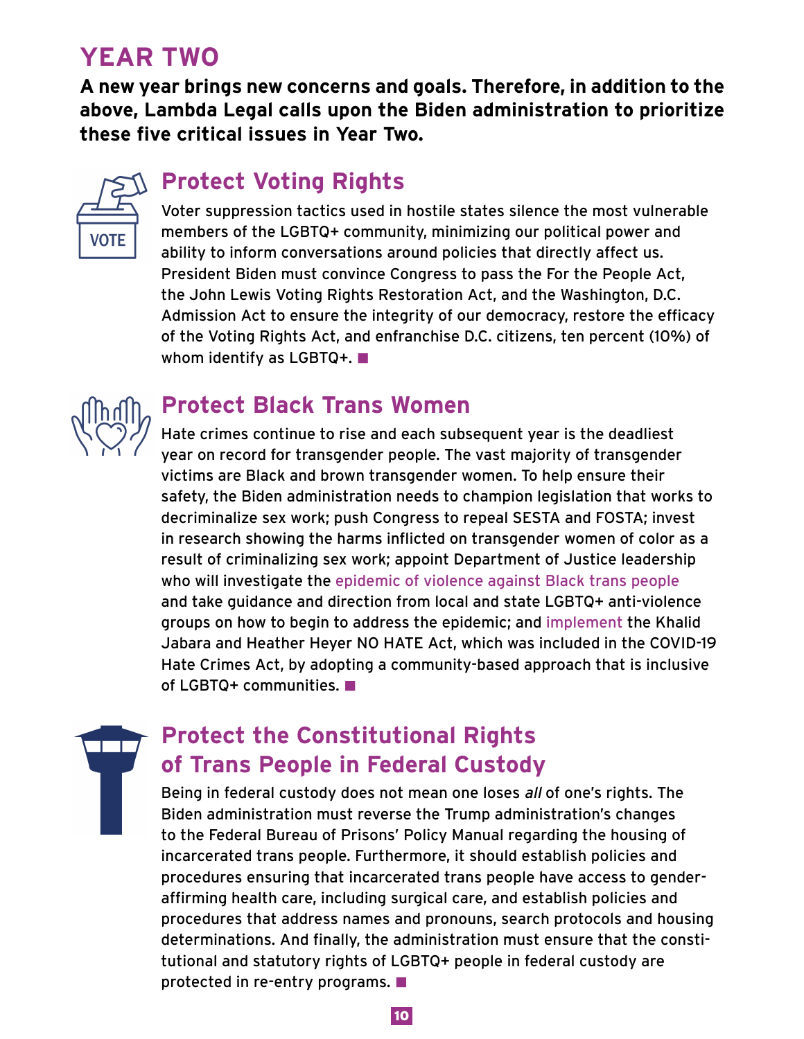## YEAR TWO

**A new year brings new concerns and goals. Therefore, in addition to the above, Lambda Legal calls upon the Biden administration to prioritize these five critical issues in Year Two.**

### Protect Voting Rights

Voter suppression tactics used in hostile states silence the most vulnerable members of the LGBTQ+ community, minimizing our political power and ability to inform conversations around policies that directly affect us. President Biden must convince Congress to pass the For the People Act, the John Lewis Voting Rights Restoration Act, and the Washington, D.C. Admission Act to ensure the integrity of our democracy, restore the efficacy of the Voting Rights Act, and enfranchise D.C. citizens, ten percent (10%) of whom identify as LGBTQ+. ■

### Protect Black Trans Women

Hate crimes continue to rise and each subsequent year is the deadliest year on record for transgender people. The vast majority of transgender victims are Black and brown transgender women. To help ensure their safety, the Biden administration needs to champion legislation that works to decriminalize sex work; push Congress to repeal SESTA and FOSTA; invest in research showing the harms inflicted on transgender women of color as a result of criminalizing sex work; appoint Department of Justice leadership who will investigate the epidemic of violence against Black trans people and take guidance and direction from local and state LGBTQ+ anti-violence groups on how to begin to address the epidemic; and implement the Khalid Jabara and Heather Heyer NO HATE Act, which was included in the COVID-19 Hate Crimes Act, by adopting a community-based approach that is inclusive of LGBTQ+ communities. ■

### Protect the Constitutional Rights of Trans People in Federal Custody

Being in federal custody does not mean one loses *all* of one's rights. The Biden administration must reverse the Trump administration's changes to the Federal Bureau of Prisons' Policy Manual regarding the housing of incarcerated trans people. Furthermore, it should establish policies and procedures ensuring that incarcerated trans people have access to gender-affirming health care, including surgical care, and establish policies and procedures that address names and pronouns, search protocols and housing determinations. And finally, the administration must ensure that the constitutional and statutory rights of LGBTQ+ people in federal custody are protected in re-entry programs. ■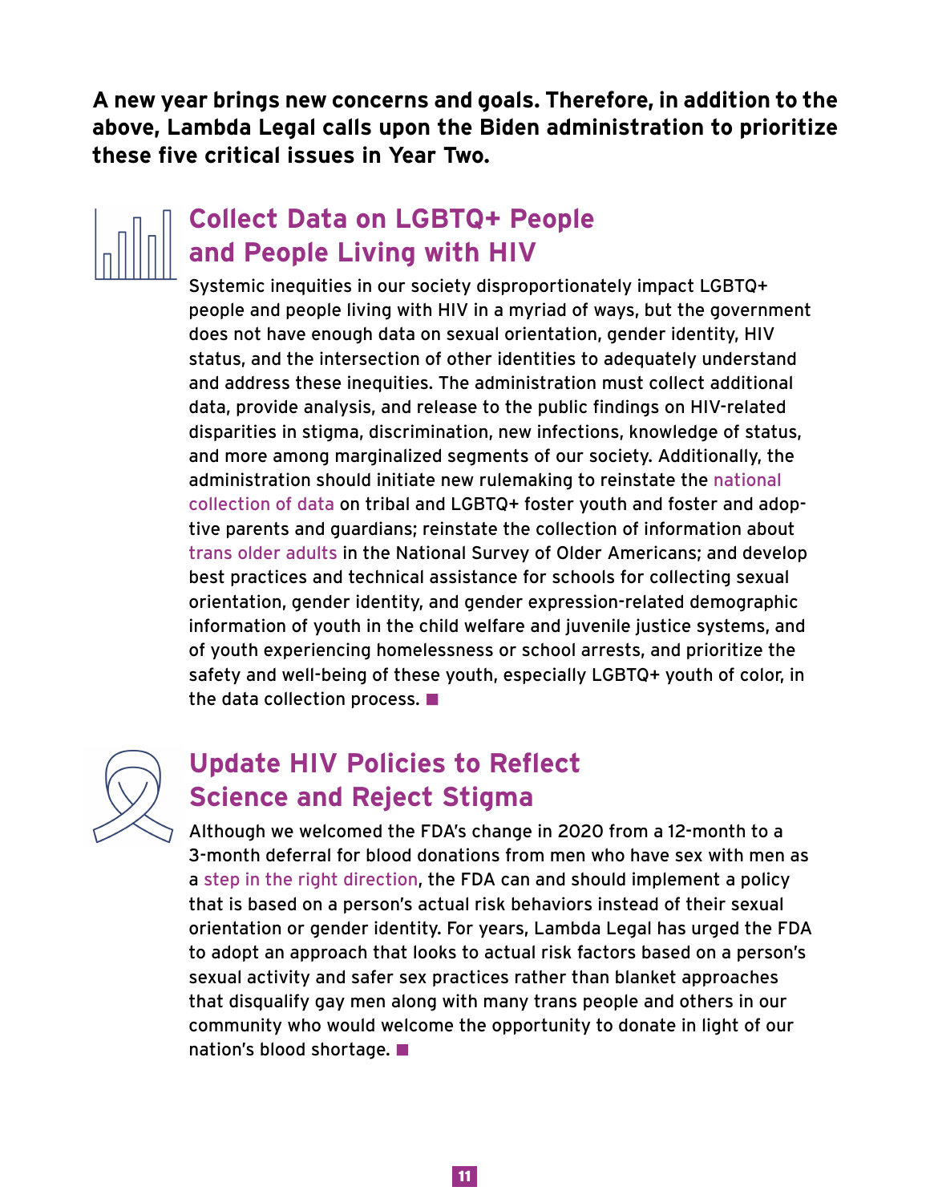**A new year brings new concerns and goals. Therefore, in addition to the above, Lambda Legal calls upon the Biden administration to prioritize these five critical issues in Year Two.**

## Collect Data on LGBTQ+ People and People Living with HIV

Systemic inequities in our society disproportionately impact LGBTQ+ people and people living with HIV in a myriad of ways, but the government does not have enough data on sexual orientation, gender identity, HIV status, and the intersection of other identities to adequately understand and address these inequities. The administration must collect additional data, provide analysis, and release to the public findings on HIV-related disparities in stigma, discrimination, new infections, knowledge of status, and more among marginalized segments of our society. Additionally, the administration should initiate new rulemaking to reinstate the national collection of data on tribal and LGBTQ+ foster youth and foster and adoptive parents and guardians; reinstate the collection of information about trans older adults in the National Survey of Older Americans; and develop best practices and technical assistance for schools for collecting sexual orientation, gender identity, and gender expression-related demographic information of youth in the child welfare and juvenile justice systems, and of youth experiencing homelessness or school arrests, and prioritize the safety and well-being of these youth, especially LGBTQ+ youth of color, in the data collection process. ■

## Update HIV Policies to Reflect Science and Reject Stigma

Although we welcomed the FDA's change in 2020 from a 12-month to a 3-month deferral for blood donations from men who have sex with men as a step in the right direction, the FDA can and should implement a policy that is based on a person's actual risk behaviors instead of their sexual orientation or gender identity. For years, Lambda Legal has urged the FDA to adopt an approach that looks to actual risk factors based on a person's sexual activity and safer sex practices rather than blanket approaches that disqualify gay men along with many trans people and others in our community who would welcome the opportunity to donate in light of our nation's blood shortage. ■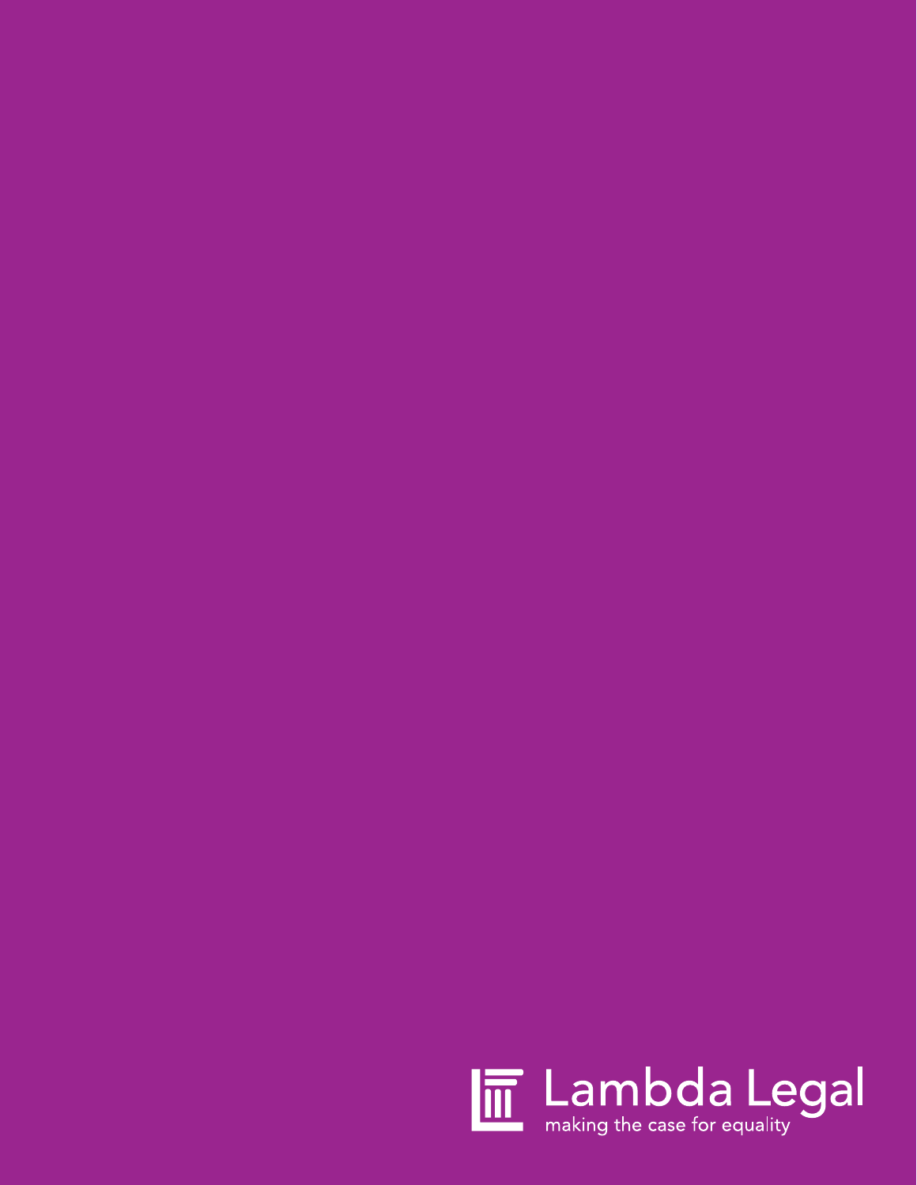Lambda Legal

making the case for equality